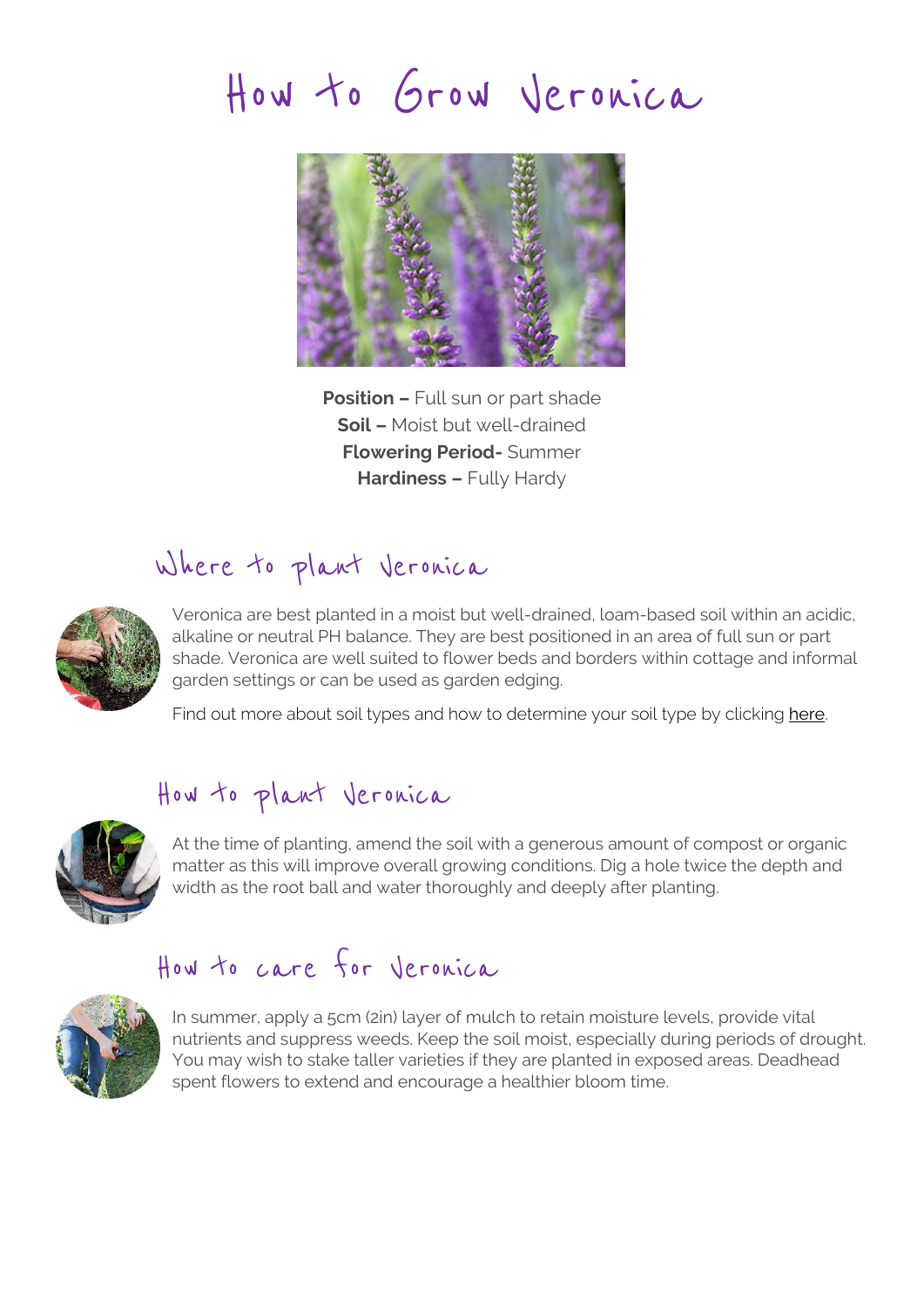# How to Grow Veronica

**Position –** Full sun or part shade
**Soil –** Moist but well-drained
**Flowering Period-** Summer
**Hardiness –** Fully Hardy

## Where to plant Veronica

Veronica are best planted in a moist but well-drained, loam-based soil within an acidic, alkaline or neutral PH balance. They are best positioned in an area of full sun or part shade. Veronica are well suited to flower beds and borders within cottage and informal garden settings or can be used as garden edging.

Find out more about soil types and how to determine your soil type by clicking here.

## How to plant Veronica

At the time of planting, amend the soil with a generous amount of compost or organic matter as this will improve overall growing conditions. Dig a hole twice the depth and width as the root ball and water thoroughly and deeply after planting.

## How to care for Veronica

In summer, apply a 5cm (2in) layer of mulch to retain moisture levels, provide vital nutrients and suppress weeds. Keep the soil moist, especially during periods of drought. You may wish to stake taller varieties if they are planted in exposed areas. Deadhead spent flowers to extend and encourage a healthier bloom time.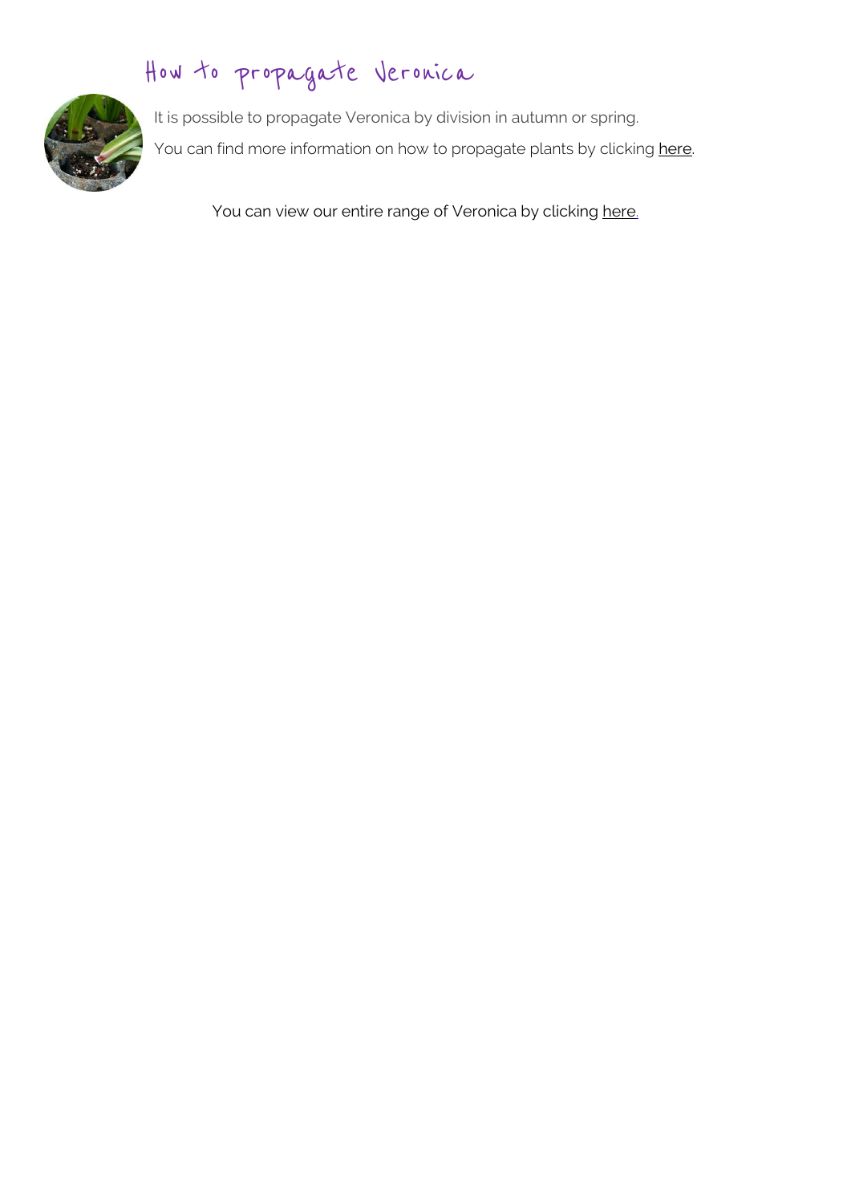# How to propagate Veronica

It is possible to propagate Veronica by division in autumn or spring.

You can find more information on how to propagate plants by clicking here.

You can view our entire range of Veronica by clicking here.